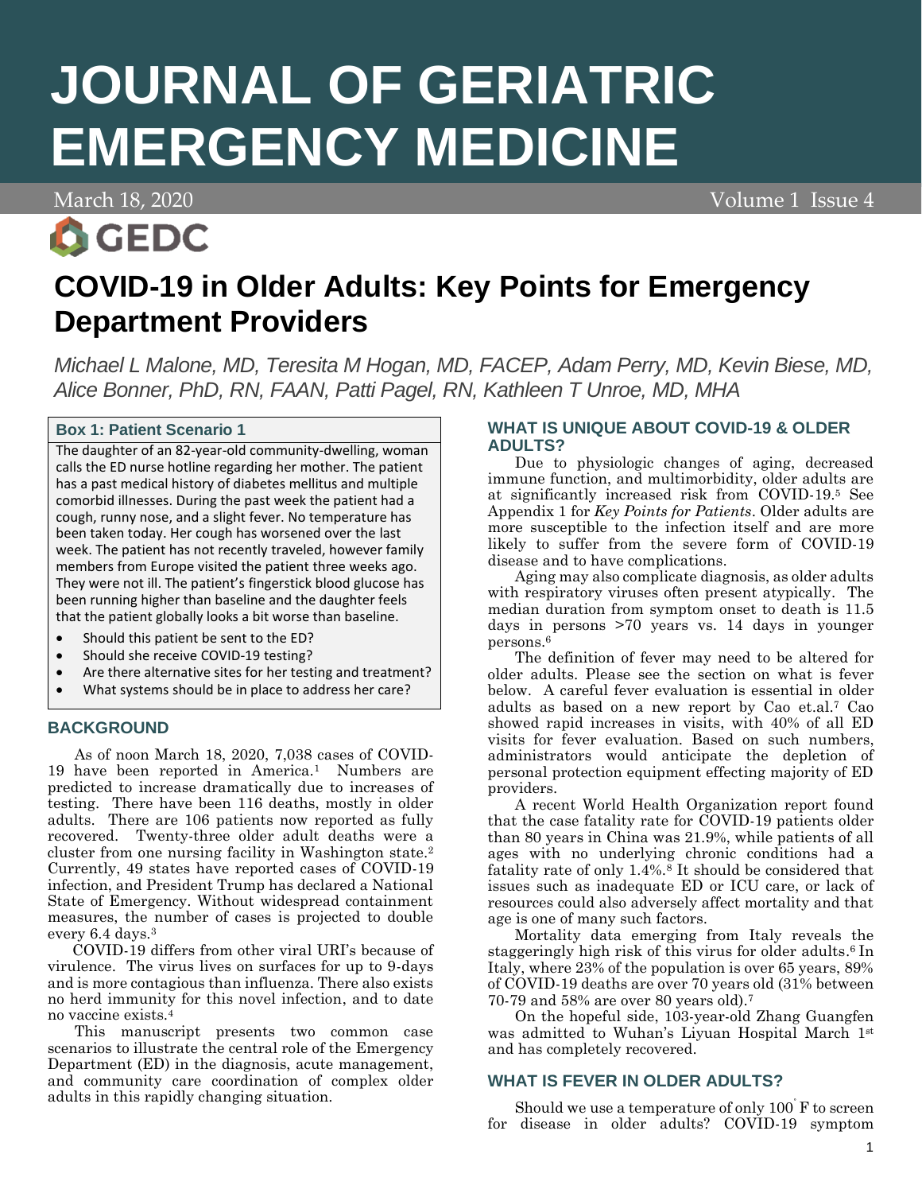# JOURNAL OF GERIATRIC EMERGENCY MEDICINE

March 18, 2020

GEDC

## COVID-19 in Older Adults: Key Points for Emergency Department Providers

*Michael L Malone, MD, Teresita M Hogan, MD, FACEP, Adam Perry, MD, Kevin Biese, MD, Alice Bonner, PhD, RN, FAAN, Patti Pagel, RN, Kathleen T Unroe, MD, MHA*

### Box 1: Patient Scenario 1

The daughter of an 82-year-old community-dwelling, woman calls the ED nurse hotline regarding her mother. The patient has a past medical history of diabetes mellitus and multiple comorbid illnesses. During the past week the patient had a cough, runny nose, and a slight fever. No temperature has been taken today. Her cough has worsened over the last week. The patient has not recently traveled, however family members from Europe visited the patient three weeks ago. They were not ill. The patient's fingerstick blood glucose has been running higher than baseline and the daughter feels that the patient globally looks a bit worse than baseline.

- Should this patient be sent to the ED?
- Should she receive COVID-19 testing?
- Are there alternative sites for her testing and treatment?
- What systems should be in place to address her care?

### BACKGROUND

As of noon March 18, 2020, 7,038 cases of COVID-19 have been reported in America.[1] Numbers are predicted to increase dramatically due to increases of testing. There have been 116 deaths, mostly in older adults. There are 106 patients now reported as fully recovered. Twenty-three older adult deaths were a cluster from one nursing facility in Washington state.[2] Currently, 49 states have reported cases of COVID-19 infection, and President Trump has declared a National State of Emergency. Without widespread containment measures, the number of cases is projected to double every 6.4 days.[3]

COVID-19 differs from other viral URI's because of virulence. The virus lives on surfaces for up to 9-days and is more contagious than influenza. There also exists no herd immunity for this novel infection, and to date no vaccine exists.[4]

This manuscript presents two common case scenarios to illustrate the central role of the Emergency Department (ED) in the diagnosis, acute management, and community care coordination of complex older adults in this rapidly changing situation.

### WHAT IS UNIQUE ABOUT COVID-19 & OLDER ADULTS?

Due to physiologic changes of aging, decreased immune function, and multimorbidity, older adults are at significantly increased risk from COVID-19.[5] See Appendix 1 for *Key Points for Patients*. Older adults are more susceptible to the infection itself and are more likely to suffer from the severe form of COVID-19 disease and to have complications.

Aging may also complicate diagnosis, as older adults with respiratory viruses often present atypically. The median duration from symptom onset to death is 11.5 days in persons >70 years vs. 14 days in younger persons.[6]

The definition of fever may need to be altered for older adults. Please see the section on what is fever below. A careful fever evaluation is essential in older adults as based on a new report by Cao et.al.[7] Cao showed rapid increases in visits, with 40% of all ED visits for fever evaluation. Based on such numbers, administrators would anticipate the depletion of personal protection equipment effecting majority of ED providers.

A recent World Health Organization report found that the case fatality rate for COVID-19 patients older than 80 years in China was 21.9%, while patients of all ages with no underlying chronic conditions had a fatality rate of only 1.4%.[8] It should be considered that issues such as inadequate ED or ICU care, or lack of resources could also adversely affect mortality and that age is one of many such factors.

Mortality data emerging from Italy reveals the staggeringly high risk of this virus for older adults.[6] In Italy, where 23% of the population is over 65 years, 89% of COVID-19 deaths are over 70 years old (31% between 70-79 and 58% are over 80 years old).[7]

On the hopeful side, 103-year-old Zhang Guangfen was admitted to Wuhan's Liyuan Hospital March 1st and has completely recovered.

### WHAT IS FEVER IN OLDER ADULTS?

Should we use a temperature of only 100° F to screen for disease in older adults? COVID-19 symptom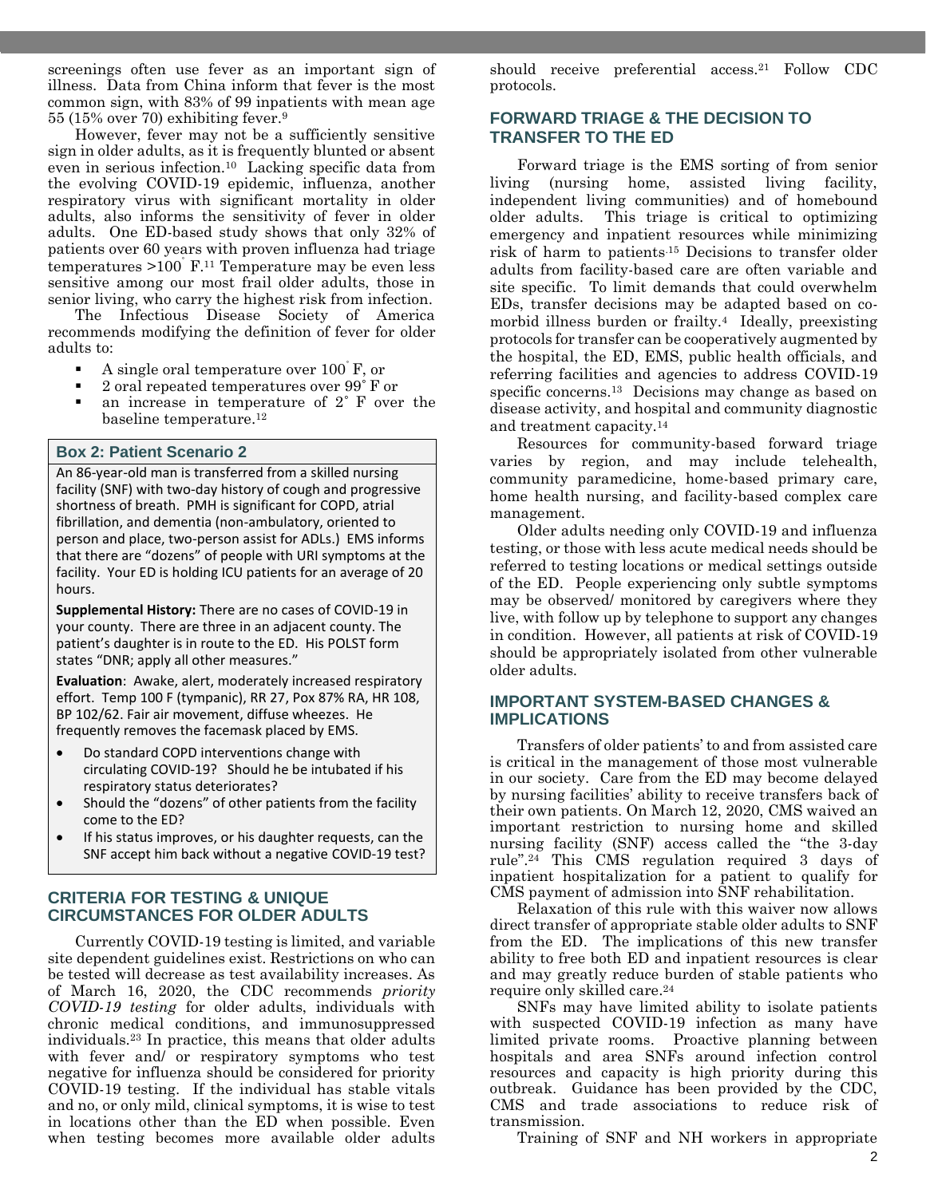screenings often use fever as an important sign of illness. Data from China inform that fever is the most common sign, with 83% of 99 inpatients with mean age 55 (15% over 70) exhibiting fever.[9]

However, fever may not be a sufficiently sensitive sign in older adults, as it is frequently blunted or absent even in serious infection.[10] Lacking specific data from the evolving COVID-19 epidemic, influenza, another respiratory virus with significant mortality in older adults, also informs the sensitivity of fever in older adults. One ED-based study shows that only 32% of patients over 60 years with proven influenza had triage temperatures >100° F.[11] Temperature may be even less sensitive among our most frail older adults, those in senior living, who carry the highest risk from infection.

The Infectious Disease Society of America recommends modifying the definition of fever for older adults to:

- A single oral temperature over 100° F, or
- 2 oral repeated temperatures over 99° F or
- an increase in temperature of 2° F over the baseline temperature.[12]

### Box 2: Patient Scenario 2

An 86-year-old man is transferred from a skilled nursing facility (SNF) with two-day history of cough and progressive shortness of breath. PMH is significant for COPD, atrial fibrillation, and dementia (non-ambulatory, oriented to person and place, two-person assist for ADLs.) EMS informs that there are "dozens" of people with URI symptoms at the facility. Your ED is holding ICU patients for an average of 20 hours.

**Supplemental History:** There are no cases of COVID-19 in your county. There are three in an adjacent county. The patient's daughter is in route to the ED. His POLST form states "DNR; apply all other measures."

**Evaluation**: Awake, alert, moderately increased respiratory effort. Temp 100 F (tympanic), RR 27, Pox 87% RA, HR 108, BP 102/62. Fair air movement, diffuse wheezes. He frequently removes the facemask placed by EMS.

- Do standard COPD interventions change with circulating COVID-19? Should he be intubated if his respiratory status deteriorates?
- Should the "dozens" of other patients from the facility come to the ED?
- If his status improves, or his daughter requests, can the SNF accept him back without a negative COVID-19 test?

## CRITERIA FOR TESTING & UNIQUE CIRCUMSTANCES FOR OLDER ADULTS

Currently COVID-19 testing is limited, and variable site dependent guidelines exist. Restrictions on who can be tested will decrease as test availability increases. As of March 16, 2020, the CDC recommends *priority COVID-19 testing* for older adults, individuals with chronic medical conditions, and immunosuppressed individuals.[23] In practice, this means that older adults with fever and/ or respiratory symptoms who test negative for influenza should be considered for priority COVID-19 testing. If the individual has stable vitals and no, or only mild, clinical symptoms, it is wise to test in locations other than the ED when possible. Even when testing becomes more available older adults should receive preferential access.[21] Follow CDC protocols.

## FORWARD TRIAGE & THE DECISION TO TRANSFER TO THE ED

Forward triage is the EMS sorting of from senior living (nursing home, assisted living facility, independent living communities) and of homebound older adults. This triage is critical to optimizing emergency and inpatient resources while minimizing risk of harm to patients.[15] Decisions to transfer older adults from facility-based care are often variable and site specific. To limit demands that could overwhelm EDs, transfer decisions may be adapted based on co-morbid illness burden or frailty.[4] Ideally, preexisting protocols for transfer can be cooperatively augmented by the hospital, the ED, EMS, public health officials, and referring facilities and agencies to address COVID-19 specific concerns.[13] Decisions may change as based on disease activity, and hospital and community diagnostic and treatment capacity.[14]

Resources for community-based forward triage varies by region, and may include telehealth, community paramedicine, home-based primary care, home health nursing, and facility-based complex care management.

Older adults needing only COVID-19 and influenza testing, or those with less acute medical needs should be referred to testing locations or medical settings outside of the ED. People experiencing only subtle symptoms may be observed/ monitored by caregivers where they live, with follow up by telephone to support any changes in condition. However, all patients at risk of COVID-19 should be appropriately isolated from other vulnerable older adults.

## IMPORTANT SYSTEM-BASED CHANGES & IMPLICATIONS

Transfers of older patients' to and from assisted care is critical in the management of those most vulnerable in our society. Care from the ED may become delayed by nursing facilities' ability to receive transfers back of their own patients. On March 12, 2020, CMS waived an important restriction to nursing home and skilled nursing facility (SNF) access called the "the 3-day rule".[24] This CMS regulation required 3 days of inpatient hospitalization for a patient to qualify for CMS payment of admission into SNF rehabilitation.

Relaxation of this rule with this waiver now allows direct transfer of appropriate stable older adults to SNF from the ED. The implications of this new transfer ability to free both ED and inpatient resources is clear and may greatly reduce burden of stable patients who require only skilled care.[24]

SNFs may have limited ability to isolate patients with suspected COVID-19 infection as many have limited private rooms. Proactive planning between hospitals and area SNFs around infection control resources and capacity is high priority during this outbreak. Guidance has been provided by the CDC, CMS and trade associations to reduce risk of transmission.

Training of SNF and NH workers in appropriate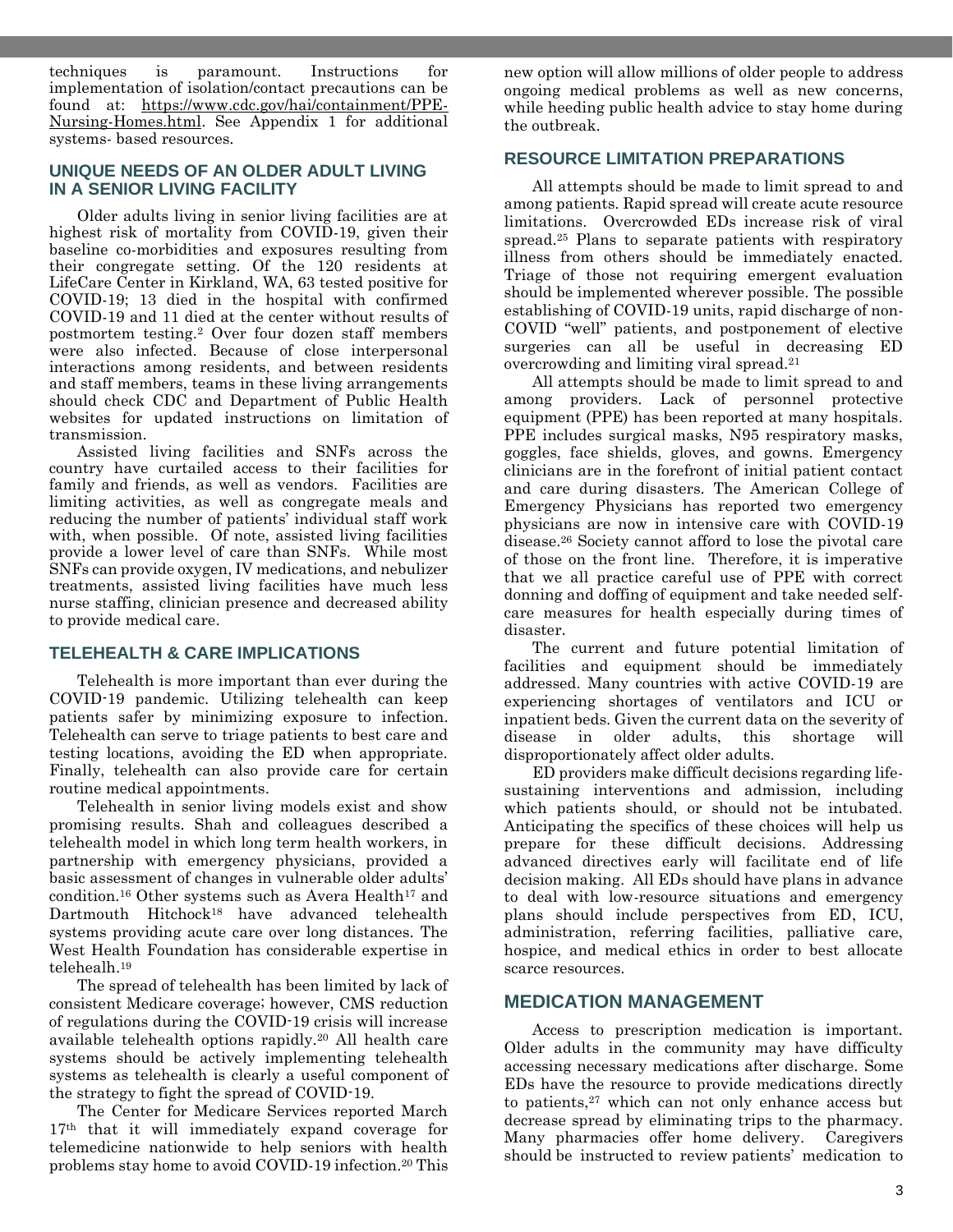techniques is paramount. Instructions for implementation of isolation/contact precautions can be found at: https://www.cdc.gov/hai/containment/PPE-Nursing-Homes.html. See Appendix 1 for additional systems- based resources.

## UNIQUE NEEDS OF AN OLDER ADULT LIVING IN A SENIOR LIVING FACILITY

Older adults living in senior living facilities are at highest risk of mortality from COVID-19, given their baseline co-morbidities and exposures resulting from their congregate setting. Of the 120 residents at LifeCare Center in Kirkland, WA, 63 tested positive for COVID-19; 13 died in the hospital with confirmed COVID-19 and 11 died at the center without results of postmortem testing.[2] Over four dozen staff members were also infected. Because of close interpersonal interactions among residents, and between residents and staff members, teams in these living arrangements should check CDC and Department of Public Health websites for updated instructions on limitation of transmission.

Assisted living facilities and SNFs across the country have curtailed access to their facilities for family and friends, as well as vendors. Facilities are limiting activities, as well as congregate meals and reducing the number of patients' individual staff work with, when possible. Of note, assisted living facilities provide a lower level of care than SNFs. While most SNFs can provide oxygen, IV medications, and nebulizer treatments, assisted living facilities have much less nurse staffing, clinician presence and decreased ability to provide medical care.

## TELEHEALTH & CARE IMPLICATIONS

Telehealth is more important than ever during the COVID-19 pandemic. Utilizing telehealth can keep patients safer by minimizing exposure to infection. Telehealth can serve to triage patients to best care and testing locations, avoiding the ED when appropriate. Finally, telehealth can also provide care for certain routine medical appointments.

Telehealth in senior living models exist and show promising results. Shah and colleagues described a telehealth model in which long term health workers, in partnership with emergency physicians, provided a basic assessment of changes in vulnerable older adults' condition.[16] Other systems such as Avera Health[17] and Dartmouth Hitchock[18] have advanced telehealth systems providing acute care over long distances. The West Health Foundation has considerable expertise in telehealh.[19]

The spread of telehealth has been limited by lack of consistent Medicare coverage; however, CMS reduction of regulations during the COVID-19 crisis will increase available telehealth options rapidly.[20] All health care systems should be actively implementing telehealth systems as telehealth is clearly a useful component of the strategy to fight the spread of COVID-19.

The Center for Medicare Services reported March 17th that it will immediately expand coverage for telemedicine nationwide to help seniors with health problems stay home to avoid COVID-19 infection.[20] This new option will allow millions of older people to address ongoing medical problems as well as new concerns, while heeding public health advice to stay home during the outbreak.

## RESOURCE LIMITATION PREPARATIONS

All attempts should be made to limit spread to and among patients. Rapid spread will create acute resource limitations. Overcrowded EDs increase risk of viral spread.[25] Plans to separate patients with respiratory illness from others should be immediately enacted. Triage of those not requiring emergent evaluation should be implemented wherever possible. The possible establishing of COVID-19 units, rapid discharge of non-COVID "well" patients, and postponement of elective surgeries can all be useful in decreasing ED overcrowding and limiting viral spread.[21]

All attempts should be made to limit spread to and among providers. Lack of personnel protective equipment (PPE) has been reported at many hospitals. PPE includes surgical masks, N95 respiratory masks, goggles, face shields, gloves, and gowns. Emergency clinicians are in the forefront of initial patient contact and care during disasters. The American College of Emergency Physicians has reported two emergency physicians are now in intensive care with COVID-19 disease.[26] Society cannot afford to lose the pivotal care of those on the front line. Therefore, it is imperative that we all practice careful use of PPE with correct donning and doffing of equipment and take needed self-care measures for health especially during times of disaster.

The current and future potential limitation of facilities and equipment should be immediately addressed. Many countries with active COVID-19 are experiencing shortages of ventilators and ICU or inpatient beds. Given the current data on the severity of disease in older adults, this shortage will disproportionately affect older adults.

ED providers make difficult decisions regarding life-sustaining interventions and admission, including which patients should, or should not be intubated. Anticipating the specifics of these choices will help us prepare for these difficult decisions. Addressing advanced directives early will facilitate end of life decision making. All EDs should have plans in advance to deal with low-resource situations and emergency plans should include perspectives from ED, ICU, administration, referring facilities, palliative care, hospice, and medical ethics in order to best allocate scarce resources.

## MEDICATION MANAGEMENT

Access to prescription medication is important. Older adults in the community may have difficulty accessing necessary medications after discharge. Some EDs have the resource to provide medications directly to patients,[27] which can not only enhance access but decrease spread by eliminating trips to the pharmacy. Many pharmacies offer home delivery. Caregivers should be instructed to review patients' medication to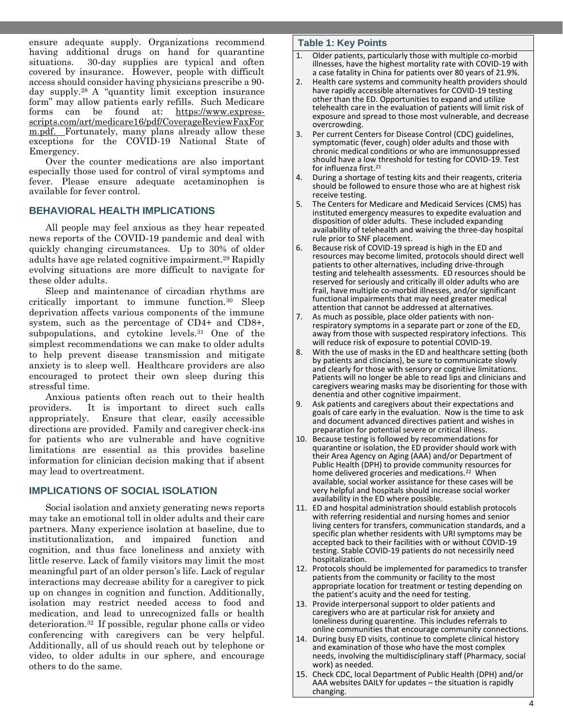ensure adequate supply. Organizations recommend having additional drugs on hand for quarantine situations. 30-day supplies are typical and often covered by insurance. However, people with difficult access should consider having physicians prescribe a 90-day supply.[28] A "quantity limit exception insurance form" may allow patients early refills. Such Medicare forms can be found at: https://www.express-scripts.com/art/medicare16/pdf/CoverageReviewFaxForm.pdf. Fortunately, many plans already allow these exceptions for the COVID-19 National State of Emergency.

Over the counter medications are also important especially those used for control of viral symptoms and fever. Please ensure adequate acetaminophen is available for fever control.

## BEHAVIORAL HEALTH IMPLICATIONS

All people may feel anxious as they hear repeated news reports of the COVID-19 pandemic and deal with quickly changing circumstances. Up to 30% of older adults have age related cognitive impairment.[29] Rapidly evolving situations are more difficult to navigate for these older adults.

Sleep and maintenance of circadian rhythms are critically important to immune function.[30] Sleep deprivation affects various components of the immune system, such as the percentage of CD4+ and CD8+, subpopulations, and cytokine levels.[31] One of the simplest recommendations we can make to older adults to help prevent disease transmission and mitigate anxiety is to sleep well. Healthcare providers are also encouraged to protect their own sleep during this stressful time.

Anxious patients often reach out to their health providers. It is important to direct such calls appropriately. Ensure that clear, easily accessible directions are provided. Family and caregiver check-ins for patients who are vulnerable and have cognitive limitations are essential as this provides baseline information for clinician decision making that if absent may lead to overtreatment.

## IMPLICATIONS OF SOCIAL ISOLATION

Social isolation and anxiety generating news reports may take an emotional toll in older adults and their care partners. Many experience isolation at baseline, due to institutionalization, and impaired function and cognition, and thus face loneliness and anxiety with little reserve. Lack of family visitors may limit the most meaningful part of an older person's life. Lack of regular interactions may decrease ability for a caregiver to pick up on changes in cognition and function. Additionally, isolation may restrict needed access to food and medication, and lead to unrecognized falls or health deterioration.[32] If possible, regular phone calls or video conferencing with caregivers can be very helpful. Additionally, all of us should reach out by telephone or video, to older adults in our sphere, and encourage others to do the same.

### Table 1: Key Points

1. Older patients, particularly those with multiple co-morbid illnesses, have the highest mortality rate with COVID-19 with a case fatality in China for patients over 80 years of 21.9%.
2. Health care systems and community health providers should have rapidly accessible alternatives for COVID-19 testing other than the ED. Opportunities to expand and utilize telehealth care in the evaluation of patients will limit risk of exposure and spread to those most vulnerable, and decrease overcrowding.
3. Per current Centers for Disease Control (CDC) guidelines, symptomatic (fever, cough) older adults and those with chronic medical conditions or who are immunosuppressed should have a low threshold for testing for COVID-19. Test for influenza first.[21]
4. During a shortage of testing kits and their reagents, criteria should be followed to ensure those who are at highest risk receive testing.
5. The Centers for Medicare and Medicaid Services (CMS) has instituted emergency measures to expedite evaluation and disposition of older adults. These included expanding availability of telehealth and waiving the three-day hospital rule prior to SNF placement.
6. Because risk of COVID-19 spread is high in the ED and resources may become limited, protocols should direct well patients to other alternatives, including drive-through testing and telehealth assessments. ED resources should be reserved for seriously and critically ill older adults who are frail, have multiple co-morbid illnesses, and/or significant functional impairments that may need greater medical attention that cannot be addressed at alternatives.
7. As much as possible, place older patients with non-respiratory symptoms in a separate part or zone of the ED, away from those with suspected respiratory infections. This will reduce risk of exposure to potential COVID-19.
8. With the use of masks in the ED and healthcare setting (both by patients and clincians), be sure to communicate slowly and clearly for those with sensory or cognitive limitations. Patients will no longer be able to read lips and clinicians and caregivers wearing masks may be disorienting for those with denentia and other cognitive impairment.
9. Ask patients and caregivers about their expectations and goals of care early in the evaluation. Now is the time to ask and document advanced directives patient and wishes in preparation for potential severe or critical illness.
10. Because testing is followed by recommendations for quarantine or isolation, the ED provider should work with their Area Agency on Aging (AAA) and/or Department of Public Health (DPH) to provide community resources for home delivered groceries and medications.[22] When available, social worker assistance for these cases will be very helpful and hospitals should increase social worker availability in the ED where possible.
11. ED and hospital administration should establish protocols with referring residential and nursing homes and senior living centers for transfers, communication standards, and a specific plan whether residents with URI symptoms may be accepted back to their facilities with or without COVID-19 testing. Stable COVID-19 patients do not necessirily need hospitalization.
12. Protocols should be implemented for paramedics to transfer patients from the community or facility to the most appropriate location for treatment or testing depending on the patient's acuity and the need for testing.
13. Provide interpersonal support to older patients and caregivers who are at particular risk for anxiety and loneliness during quarentine. This includes referrals to online communities that encourage community connections.
14. During busy ED visits, continue to complete clinical history and examination of those who have the most complex needs, involving the multidisciplinary staff (Pharmacy, social work) as needed.
15. Check CDC, local Department of Public Health (DPH) and/or AAA websites DAILY for updates – the situation is rapidly changing.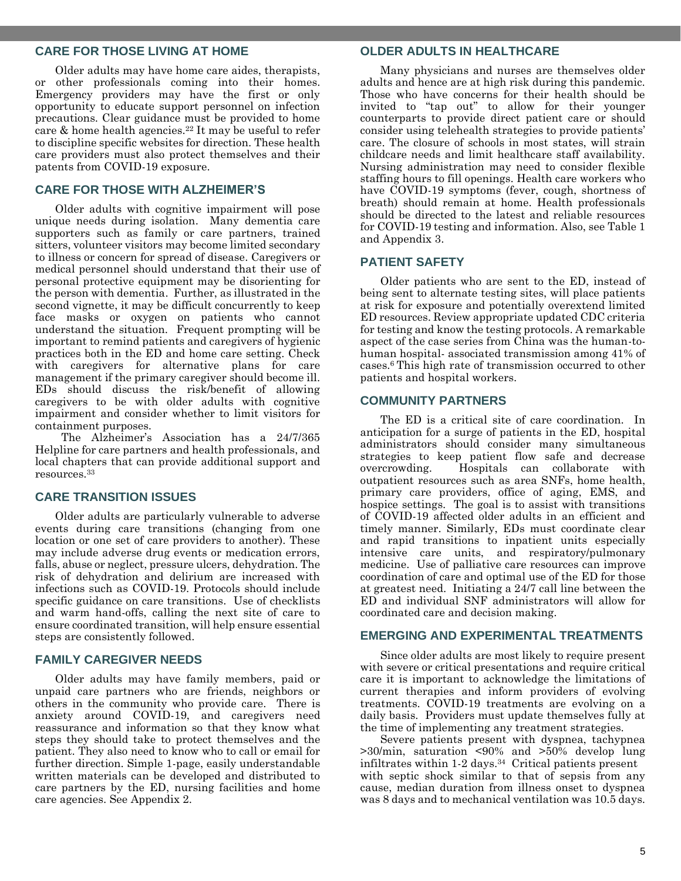## CARE FOR THOSE LIVING AT HOME

Older adults may have home care aides, therapists, or other professionals coming into their homes. Emergency providers may have the first or only opportunity to educate support personnel on infection precautions. Clear guidance must be provided to home care & home health agencies.[22] It may be useful to refer to discipline specific websites for direction. These health care providers must also protect themselves and their patents from COVID-19 exposure.

## CARE FOR THOSE WITH ALZHEIMER'S

Older adults with cognitive impairment will pose unique needs during isolation. Many dementia care supporters such as family or care partners, trained sitters, volunteer visitors may become limited secondary to illness or concern for spread of disease. Caregivers or medical personnel should understand that their use of personal protective equipment may be disorienting for the person with dementia. Further, as illustrated in the second vignette, it may be difficult concurrently to keep face masks or oxygen on patients who cannot understand the situation. Frequent prompting will be important to remind patients and caregivers of hygienic practices both in the ED and home care setting. Check with caregivers for alternative plans for care management if the primary caregiver should become ill. EDs should discuss the risk/benefit of allowing caregivers to be with older adults with cognitive impairment and consider whether to limit visitors for containment purposes.

The Alzheimer's Association has a 24/7/365 Helpline for care partners and health professionals, and local chapters that can provide additional support and resources.[33]

## CARE TRANSITION ISSUES

Older adults are particularly vulnerable to adverse events during care transitions (changing from one location or one set of care providers to another). These may include adverse drug events or medication errors, falls, abuse or neglect, pressure ulcers, dehydration. The risk of dehydration and delirium are increased with infections such as COVID-19. Protocols should include specific guidance on care transitions. Use of checklists and warm hand-offs, calling the next site of care to ensure coordinated transition, will help ensure essential steps are consistently followed.

## FAMILY CAREGIVER NEEDS

Older adults may have family members, paid or unpaid care partners who are friends, neighbors or others in the community who provide care. There is anxiety around COVID-19, and caregivers need reassurance and information so that they know what steps they should take to protect themselves and the patient. They also need to know who to call or email for further direction. Simple 1-page, easily understandable written materials can be developed and distributed to care partners by the ED, nursing facilities and home care agencies. See Appendix 2.

## OLDER ADULTS IN HEALTHCARE

Many physicians and nurses are themselves older adults and hence are at high risk during this pandemic. Those who have concerns for their health should be invited to "tap out" to allow for their younger counterparts to provide direct patient care or should consider using telehealth strategies to provide patients' care. The closure of schools in most states, will strain childcare needs and limit healthcare staff availability. Nursing administration may need to consider flexible staffing hours to fill openings. Health care workers who have COVID-19 symptoms (fever, cough, shortness of breath) should remain at home. Health professionals should be directed to the latest and reliable resources for COVID-19 testing and information. Also, see Table 1 and Appendix 3.

## PATIENT SAFETY

Older patients who are sent to the ED, instead of being sent to alternate testing sites, will place patients at risk for exposure and potentially overextend limited ED resources. Review appropriate updated CDC criteria for testing and know the testing protocols. A remarkable aspect of the case series from China was the human-to-human hospital- associated transmission among 41% of cases.[6] This high rate of transmission occurred to other patients and hospital workers.

## COMMUNITY PARTNERS

The ED is a critical site of care coordination. In anticipation for a surge of patients in the ED, hospital administrators should consider many simultaneous strategies to keep patient flow safe and decrease overcrowding. Hospitals can collaborate with outpatient resources such as area SNFs, home health, primary care providers, office of aging, EMS, and hospice settings. The goal is to assist with transitions of COVID-19 affected older adults in an efficient and timely manner. Similarly, EDs must coordinate clear and rapid transitions to inpatient units especially intensive care units, and respiratory/pulmonary medicine. Use of palliative care resources can improve coordination of care and optimal use of the ED for those at greatest need. Initiating a 24/7 call line between the ED and individual SNF administrators will allow for coordinated care and decision making.

## EMERGING AND EXPERIMENTAL TREATMENTS

Since older adults are most likely to require present with severe or critical presentations and require critical care it is important to acknowledge the limitations of current therapies and inform providers of evolving treatments. COVID-19 treatments are evolving on a daily basis. Providers must update themselves fully at the time of implementing any treatment strategies.

Severe patients present with dyspnea, tachypnea >30/min, saturation <90% and >50% develop lung infiltrates within 1-2 days.[34] Critical patients present with septic shock similar to that of sepsis from any cause, median duration from illness onset to dyspnea was 8 days and to mechanical ventilation was 10.5 days.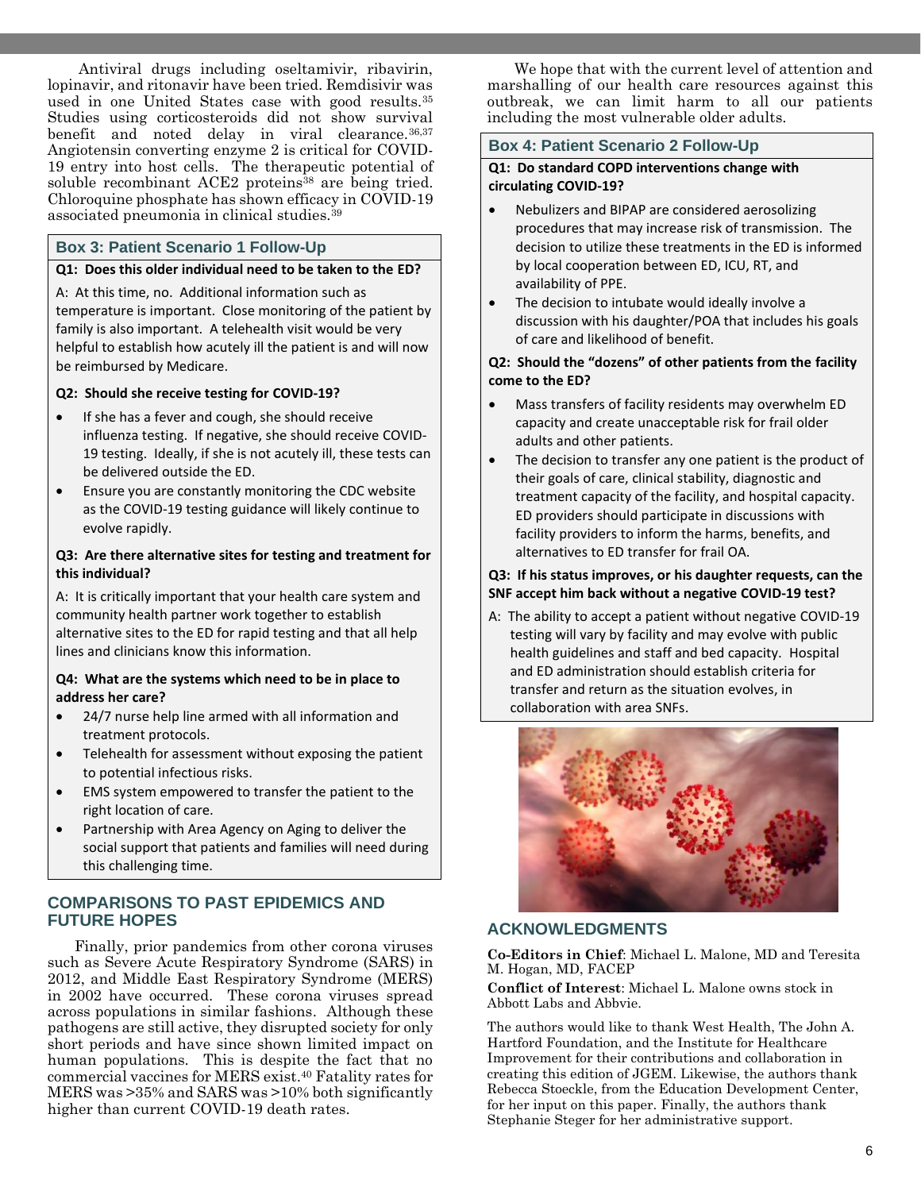Antiviral drugs including oseltamivir, ribavirin, lopinavir, and ritonavir have been tried. Remdisivir was used in one United States case with good results.[35] Studies using corticosteroids did not show survival benefit and noted delay in viral clearance.[36,37] Angiotensin converting enzyme 2 is critical for COVID-19 entry into host cells. The therapeutic potential of soluble recombinant ACE2 proteins[38] are being tried. Chloroquine phosphate has shown efficacy in COVID-19 associated pneumonia in clinical studies.[39]

### Box 3: Patient Scenario 1 Follow-Up

**Q1: Does this older individual need to be taken to the ED?**

A: At this time, no. Additional information such as temperature is important. Close monitoring of the patient by family is also important. A telehealth visit would be very helpful to establish how acutely ill the patient is and will now be reimbursed by Medicare.

**Q2: Should she receive testing for COVID-19?**

- If she has a fever and cough, she should receive influenza testing. If negative, she should receive COVID-19 testing. Ideally, if she is not acutely ill, these tests can be delivered outside the ED.
- Ensure you are constantly monitoring the CDC website as the COVID-19 testing guidance will likely continue to evolve rapidly.

**Q3: Are there alternative sites for testing and treatment for this individual?**

A: It is critically important that your health care system and community health partner work together to establish alternative sites to the ED for rapid testing and that all help lines and clinicians know this information.

**Q4: What are the systems which need to be in place to address her care?**

- 24/7 nurse help line armed with all information and treatment protocols.
- Telehealth for assessment without exposing the patient to potential infectious risks.
- EMS system empowered to transfer the patient to the right location of care.
- Partnership with Area Agency on Aging to deliver the social support that patients and families will need during this challenging time.

## COMPARISONS TO PAST EPIDEMICS AND FUTURE HOPES

Finally, prior pandemics from other corona viruses such as Severe Acute Respiratory Syndrome (SARS) in 2012, and Middle East Respiratory Syndrome (MERS) in 2002 have occurred. These corona viruses spread across populations in similar fashions. Although these pathogens are still active, they disrupted society for only short periods and have since shown limited impact on human populations. This is despite the fact that no commercial vaccines for MERS exist.[40] Fatality rates for MERS was >35% and SARS was >10% both significantly higher than current COVID-19 death rates.

We hope that with the current level of attention and marshalling of our health care resources against this outbreak, we can limit harm to all our patients including the most vulnerable older adults.

### Box 4: Patient Scenario 2 Follow-Up

**Q1: Do standard COPD interventions change with circulating COVID-19?**

- Nebulizers and BIPAP are considered aerosolizing procedures that may increase risk of transmission. The decision to utilize these treatments in the ED is informed by local cooperation between ED, ICU, RT, and availability of PPE.
- The decision to intubate would ideally involve a discussion with his daughter/POA that includes his goals of care and likelihood of benefit.

**Q2: Should the "dozens" of other patients from the facility come to the ED?**

- Mass transfers of facility residents may overwhelm ED capacity and create unacceptable risk for frail older adults and other patients.
- The decision to transfer any one patient is the product of their goals of care, clinical stability, diagnostic and treatment capacity of the facility, and hospital capacity. ED providers should participate in discussions with facility providers to inform the harms, benefits, and alternatives to ED transfer for frail OA.

**Q3: If his status improves, or his daughter requests, can the SNF accept him back without a negative COVID-19 test?**

A: The ability to accept a patient without negative COVID-19 testing will vary by facility and may evolve with public health guidelines and staff and bed capacity. Hospital and ED administration should establish criteria for transfer and return as the situation evolves, in collaboration with area SNFs.

## ACKNOWLEDGMENTS

**Co-Editors in Chief**: Michael L. Malone, MD and Teresita M. Hogan, MD, FACEP

**Conflict of Interest**: Michael L. Malone owns stock in Abbott Labs and Abbvie.

The authors would like to thank West Health, The John A. Hartford Foundation, and the Institute for Healthcare Improvement for their contributions and collaboration in creating this edition of JGEM. Likewise, the authors thank Rebecca Stoeckle, from the Education Development Center, for her input on this paper. Finally, the authors thank Stephanie Steger for her administrative support.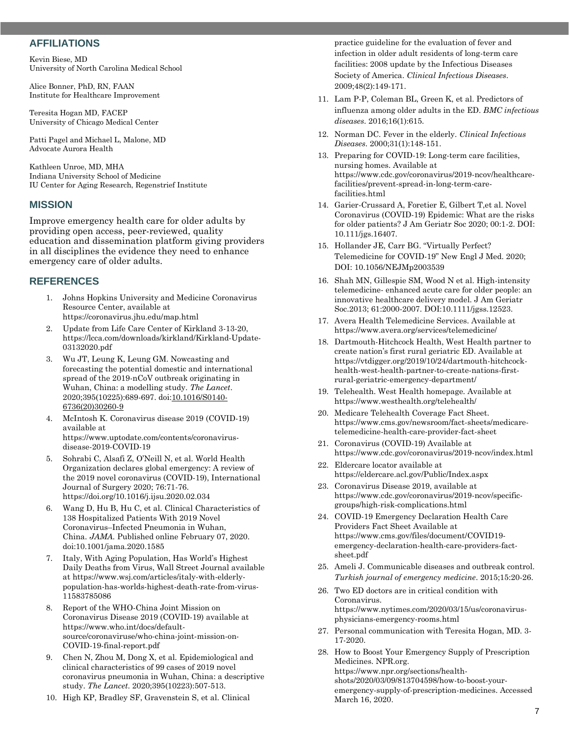## AFFILIATIONS

Kevin Biese, MD
University of North Carolina Medical School

Alice Bonner, PhD, RN, FAAN
Institute for Healthcare Improvement

Teresita Hogan MD, FACEP
University of Chicago Medical Center

Patti Pagel and Michael L, Malone, MD
Advocate Aurora Health

Kathleen Unroe, MD, MHA
Indiana University School of Medicine
IU Center for Aging Research, Regenstrief Institute

## MISSION

Improve emergency health care for older adults by providing open access, peer-reviewed, quality education and dissemination platform giving providers in all disciplines the evidence they need to enhance emergency care of older adults.

## REFERENCES

1. Johns Hopkins University and Medicine Coronavirus Resource Center, available at https://coronavirus.jhu.edu/map.html
2. Update from Life Care Center of Kirkland 3-13-20, https://lcca.com/downloads/kirkland/Kirkland-Update-03132020.pdf
3. Wu JT, Leung K, Leung GM. Nowcasting and forecasting the potential domestic and international spread of the 2019-nCoV outbreak originating in Wuhan, China: a modelling study. *The Lancet*. 2020;395(10225):689-697. doi:10.1016/S0140-6736(20)30260-9
4. McIntosh K. Coronavirus disease 2019 (COVID-19) available at https://www.uptodate.com/contents/coronavirus-disease-2019-COVID-19
5. Sohrabi C, Alsafi Z, O'Neill N, et al. World Health Organization declares global emergency: A review of the 2019 novel coronavirus (COVID-19), International Journal of Surgery 2020; 76:71-76. https://doi.org/10.1016/j.ijsu.2020.02.034
6. Wang D, Hu B, Hu C, et al. Clinical Characteristics of 138 Hospitalized Patients With 2019 Novel Coronavirus–Infected Pneumonia in Wuhan, China. *JAMA*. Published online February 07, 2020. doi:10.1001/jama.2020.1585
7. Italy, With Aging Population, Has World's Highest Daily Deaths from Virus, Wall Street Journal available at https://www.wsj.com/articles/italy-with-elderly-population-has-worlds-highest-death-rate-from-virus-11583785086
8. Report of the WHO-China Joint Mission on Coronavirus Disease 2019 (COVID-19) available at https://www.who.int/docs/default-source/coronaviruse/who-china-joint-mission-on-COVID-19-final-report.pdf
9. Chen N, Zhou M, Dong X, et al. Epidemiological and clinical characteristics of 99 cases of 2019 novel coronavirus pneumonia in Wuhan, China: a descriptive study. *The Lancet*. 2020;395(10223):507-513.
10. High KP, Bradley SF, Gravenstein S, et al. Clinical practice guideline for the evaluation of fever and infection in older adult residents of long-term care facilities: 2008 update by the Infectious Diseases Society of America. *Clinical Infectious Diseases*. 2009;48(2):149-171.
11. Lam P-P, Coleman BL, Green K, et al. Predictors of influenza among older adults in the ED. *BMC infectious diseases*. 2016;16(1):615.
12. Norman DC. Fever in the elderly. *Clinical Infectious Diseases*. 2000;31(1):148-151.
13. Preparing for COVID-19: Long-term care facilities, nursing homes. Available at https://www.cdc.gov/coronavirus/2019-ncov/healthcare-facilities/prevent-spread-in-long-term-care-facilities.html
14. Garier-Crussard A, Foretier E, Gilbert T,et al. Novel Coronavirus (COVID-19) Epidemic: What are the risks for older patients? J Am Geriatr Soc 2020; 00:1-2. DOI: 10.111/jgs.16407.
15. Hollander JE, Carr BG. "Virtually Perfect? Telemedicine for COVID-19" New Engl J Med. 2020; DOI: 10.1056/NEJMp2003539
16. Shah MN, Gillespie SM, Wood N et al. High-intensity telemedicine- enhanced acute care for older people: an innovative healthcare delivery model. J Am Geriatr Soc.2013; 61:2000-2007. DOI:10.1111/jgss.12523.
17. Avera Health Telemedicine Services. Available at https://www.avera.org/services/telemedicine/
18. Dartmouth-Hitchcock Health, West Health partner to create nation's first rural geriatric ED. Available at https://vtdigger.org/2019/10/24/dartmouth-hitchcock-health-west-health-partner-to-create-nations-first-rural-geriatric-emergency-department/
19. Telehealth. West Health homepage. Available at https://www.westhealth.org/telehealth/
20. Medicare Telehealth Coverage Fact Sheet. https://www.cms.gov/newsroom/fact-sheets/medicare-telemedicine-health-care-provider-fact-sheet
21. Coronavirus (COVID-19) Available at https://www.cdc.gov/coronavirus/2019-ncov/index.html
22. Eldercare locator available at https://eldercare.acl.gov/Public/Index.aspx
23. Coronavirus Disease 2019, available at https://www.cdc.gov/coronavirus/2019-ncov/specific-groups/high-risk-complications.html
24. COVID-19 Emergency Declaration Health Care Providers Fact Sheet Available at https://www.cms.gov/files/document/COVID19-emergency-declaration-health-care-providers-fact-sheet.pdf
25. Ameli J. Communicable diseases and outbreak control. *Turkish journal of emergency medicine*. 2015;15:20-26.
26. Two ED doctors are in critical condition with Coronavirus. https://www.nytimes.com/2020/03/15/us/coronavirus-physicians-emergency-rooms.html
27. Personal communication with Teresita Hogan, MD. 3-17-2020.
28. How to Boost Your Emergency Supply of Prescription Medicines. NPR.org. https://www.npr.org/sections/health-shots/2020/03/09/813704598/how-to-boost-your-emergency-supply-of-prescription-medicines. Accessed March 16, 2020.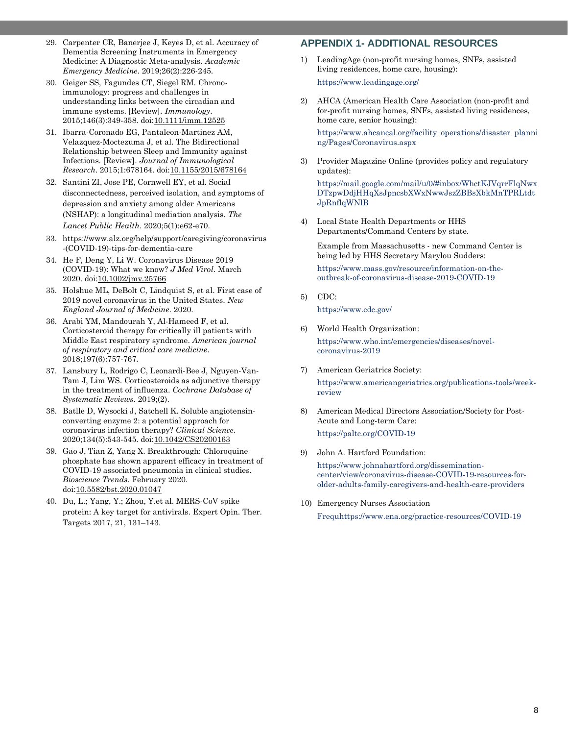29. Carpenter CR, Banerjee J, Keyes D, et al. Accuracy of Dementia Screening Instruments in Emergency Medicine: A Diagnostic Meta-analysis. *Academic Emergency Medicine*. 2019;26(2):226-245.
30. Geiger SS, Fagundes CT, Siegel RM. Chrono-immunology: progress and challenges in understanding links between the circadian and immune systems. [Review]. *Immunology*. 2015;146(3):349-358. doi:10.1111/imm.12525
31. Ibarra-Coronado EG, Pantaleon-Martinez AM, Velazquez-Moctezuma J, et al. The Bidirectional Relationship between Sleep and Immunity against Infections. [Review]. *Journal of Immunological Research*. 2015;1:678164. doi:10.1155/2015/678164
32. Santini ZI, Jose PE, Cornwell EY, et al. Social disconnectedness, perceived isolation, and symptoms of depression and anxiety among older Americans (NSHAP): a longitudinal mediation analysis. *The Lancet Public Health*. 2020;5(1):e62-e70.
33. https://www.alz.org/help/support/caregiving/coronavirus-(COVID-19)-tips-for-dementia-care
34. He F, Deng Y, Li W. Coronavirus Disease 2019 (COVID-19): What we know? *J Med Virol*. March 2020. doi:10.1002/jmv.25766
35. Holshue ML, DeBolt C, Lindquist S, et al. First case of 2019 novel coronavirus in the United States. *New England Journal of Medicine*. 2020.
36. Arabi YM, Mandourah Y, Al-Hameed F, et al. Corticosteroid therapy for critically ill patients with Middle East respiratory syndrome. *American journal of respiratory and critical care medicine*. 2018;197(6):757-767.
37. Lansbury L, Rodrigo C, Leonardi-Bee J, Nguyen-Van-Tam J, Lim WS. Corticosteroids as adjunctive therapy in the treatment of influenza. *Cochrane Database of Systematic Reviews*. 2019;(2).
38. Batlle D, Wysocki J, Satchell K. Soluble angiotensin-converting enzyme 2: a potential approach for coronavirus infection therapy? *Clinical Science*. 2020;134(5):543-545. doi:10.1042/CS20200163
39. Gao J, Tian Z, Yang X. Breakthrough: Chloroquine phosphate has shown apparent efficacy in treatment of COVID-19 associated pneumonia in clinical studies. *Bioscience Trends*. February 2020. doi:10.5582/bst.2020.01047
40. Du, L.; Yang, Y.; Zhou, Y.et al. MERS-CoV spike protein: A key target for antivirals. Expert Opin. Ther. Targets 2017, 21, 131–143.

## APPENDIX 1- ADDITIONAL RESOURCES

1) LeadingAge (non-profit nursing homes, SNFs, assisted living residences, home care, housing):

   https://www.leadingage.org/

2) AHCA (American Health Care Association (non-profit and for-profit nursing homes, SNFs, assisted living residences, home care, senior housing):

   https://www.ahcancal.org/facility_operations/disaster_planning/Pages/Coronavirus.aspx

3) Provider Magazine Online (provides policy and regulatory updates):

   https://mail.google.com/mail/u/0/#inbox/WhctKJVqrrFlqNwxDTzpwDdjHHqXsJpncsbXWxNwwJszZBBsXbkMnTPRLtdtJpRnflqWNlB

4) Local State Health Departments or HHS Departments/Command Centers by state.

   Example from Massachusetts - new Command Center is being led by HHS Secretary Marylou Sudders:

   https://www.mass.gov/resource/information-on-the-outbreak-of-coronavirus-disease-2019-COVID-19

5) CDC:

   https://www.cdc.gov/

6) World Health Organization:

   https://www.who.int/emergencies/diseases/novel-coronavirus-2019

7) American Geriatrics Society:

   https://www.americangeriatrics.org/publications-tools/week-review

8) American Medical Directors Association/Society for Post-Acute and Long-term Care:

   https://paltc.org/COVID-19

9) John A. Hartford Foundation:

   https://www.johnahartford.org/dissemination-center/view/coronavirus-disease-COVID-19-resources-for-older-adults-family-caregivers-and-health-care-providers

10) Emergency Nurses Association

    Frequhttps://www.ena.org/practice-resources/COVID-19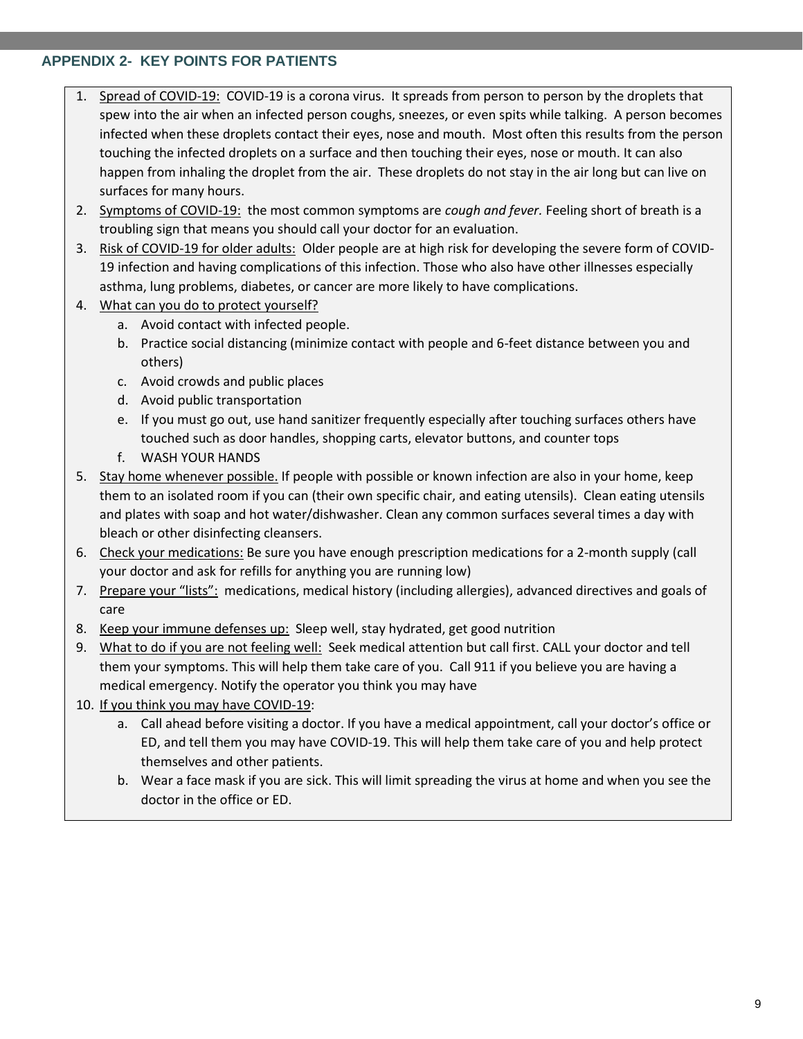## APPENDIX 2- KEY POINTS FOR PATIENTS

1. Spread of COVID-19: COVID-19 is a corona virus. It spreads from person to person by the droplets that spew into the air when an infected person coughs, sneezes, or even spits while talking. A person becomes infected when these droplets contact their eyes, nose and mouth. Most often this results from the person touching the infected droplets on a surface and then touching their eyes, nose or mouth. It can also happen from inhaling the droplet from the air. These droplets do not stay in the air long but can live on surfaces for many hours.
2. Symptoms of COVID-19: the most common symptoms are *cough and fever.* Feeling short of breath is a troubling sign that means you should call your doctor for an evaluation.
3. Risk of COVID-19 for older adults: Older people are at high risk for developing the severe form of COVID-19 infection and having complications of this infection. Those who also have other illnesses especially asthma, lung problems, diabetes, or cancer are more likely to have complications.
4. What can you do to protect yourself?
   a. Avoid contact with infected people.
   b. Practice social distancing (minimize contact with people and 6-feet distance between you and others)
   c. Avoid crowds and public places
   d. Avoid public transportation
   e. If you must go out, use hand sanitizer frequently especially after touching surfaces others have touched such as door handles, shopping carts, elevator buttons, and counter tops
   f. WASH YOUR HANDS
5. Stay home whenever possible. If people with possible or known infection are also in your home, keep them to an isolated room if you can (their own specific chair, and eating utensils). Clean eating utensils and plates with soap and hot water/dishwasher. Clean any common surfaces several times a day with bleach or other disinfecting cleansers.
6. Check your medications: Be sure you have enough prescription medications for a 2-month supply (call your doctor and ask for refills for anything you are running low)
7. Prepare your "lists": medications, medical history (including allergies), advanced directives and goals of care
8. Keep your immune defenses up: Sleep well, stay hydrated, get good nutrition
9. What to do if you are not feeling well: Seek medical attention but call first. CALL your doctor and tell them your symptoms. This will help them take care of you. Call 911 if you believe you are having a medical emergency. Notify the operator you think you may have
10. If you think you may have COVID-19:
    a. Call ahead before visiting a doctor. If you have a medical appointment, call your doctor's office or ED, and tell them you may have COVID-19. This will help them take care of you and help protect themselves and other patients.
    b. Wear a face mask if you are sick. This will limit spreading the virus at home and when you see the doctor in the office or ED.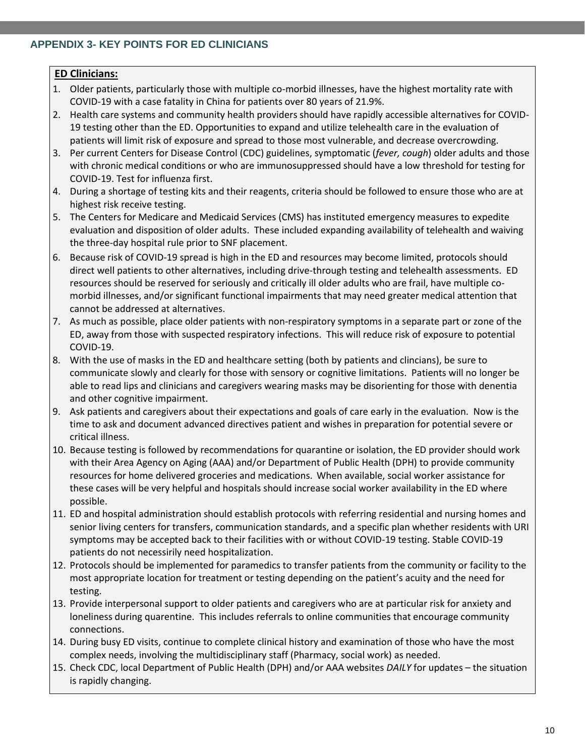## APPENDIX 3- KEY POINTS FOR ED CLINICIANS

**ED Clinicians:**

1. Older patients, particularly those with multiple co-morbid illnesses, have the highest mortality rate with COVID-19 with a case fatality in China for patients over 80 years of 21.9%.
2. Health care systems and community health providers should have rapidly accessible alternatives for COVID-19 testing other than the ED. Opportunities to expand and utilize telehealth care in the evaluation of patients will limit risk of exposure and spread to those most vulnerable, and decrease overcrowding.
3. Per current Centers for Disease Control (CDC) guidelines, symptomatic (*fever, cough*) older adults and those with chronic medical conditions or who are immunosuppressed should have a low threshold for testing for COVID-19. Test for influenza first.
4. During a shortage of testing kits and their reagents, criteria should be followed to ensure those who are at highest risk receive testing.
5. The Centers for Medicare and Medicaid Services (CMS) has instituted emergency measures to expedite evaluation and disposition of older adults. These included expanding availability of telehealth and waiving the three-day hospital rule prior to SNF placement.
6. Because risk of COVID-19 spread is high in the ED and resources may become limited, protocols should direct well patients to other alternatives, including drive-through testing and telehealth assessments. ED resources should be reserved for seriously and critically ill older adults who are frail, have multiple co-morbid illnesses, and/or significant functional impairments that may need greater medical attention that cannot be addressed at alternatives.
7. As much as possible, place older patients with non-respiratory symptoms in a separate part or zone of the ED, away from those with suspected respiratory infections. This will reduce risk of exposure to potential COVID-19.
8. With the use of masks in the ED and healthcare setting (both by patients and clincians), be sure to communicate slowly and clearly for those with sensory or cognitive limitations. Patients will no longer be able to read lips and clinicians and caregivers wearing masks may be disorienting for those with denentia and other cognitive impairment.
9. Ask patients and caregivers about their expectations and goals of care early in the evaluation. Now is the time to ask and document advanced directives patient and wishes in preparation for potential severe or critical illness.
10. Because testing is followed by recommendations for quarantine or isolation, the ED provider should work with their Area Agency on Aging (AAA) and/or Department of Public Health (DPH) to provide community resources for home delivered groceries and medications. When available, social worker assistance for these cases will be very helpful and hospitals should increase social worker availability in the ED where possible.
11. ED and hospital administration should establish protocols with referring residential and nursing homes and senior living centers for transfers, communication standards, and a specific plan whether residents with URI symptoms may be accepted back to their facilities with or without COVID-19 testing. Stable COVID-19 patients do not necessirily need hospitalization.
12. Protocols should be implemented for paramedics to transfer patients from the community or facility to the most appropriate location for treatment or testing depending on the patient's acuity and the need for testing.
13. Provide interpersonal support to older patients and caregivers who are at particular risk for anxiety and loneliness during quarentine. This includes referrals to online communities that encourage community connections.
14. During busy ED visits, continue to complete clinical history and examination of those who have the most complex needs, involving the multidisciplinary staff (Pharmacy, social work) as needed.
15. Check CDC, local Department of Public Health (DPH) and/or AAA websites *DAILY* for updates – the situation is rapidly changing.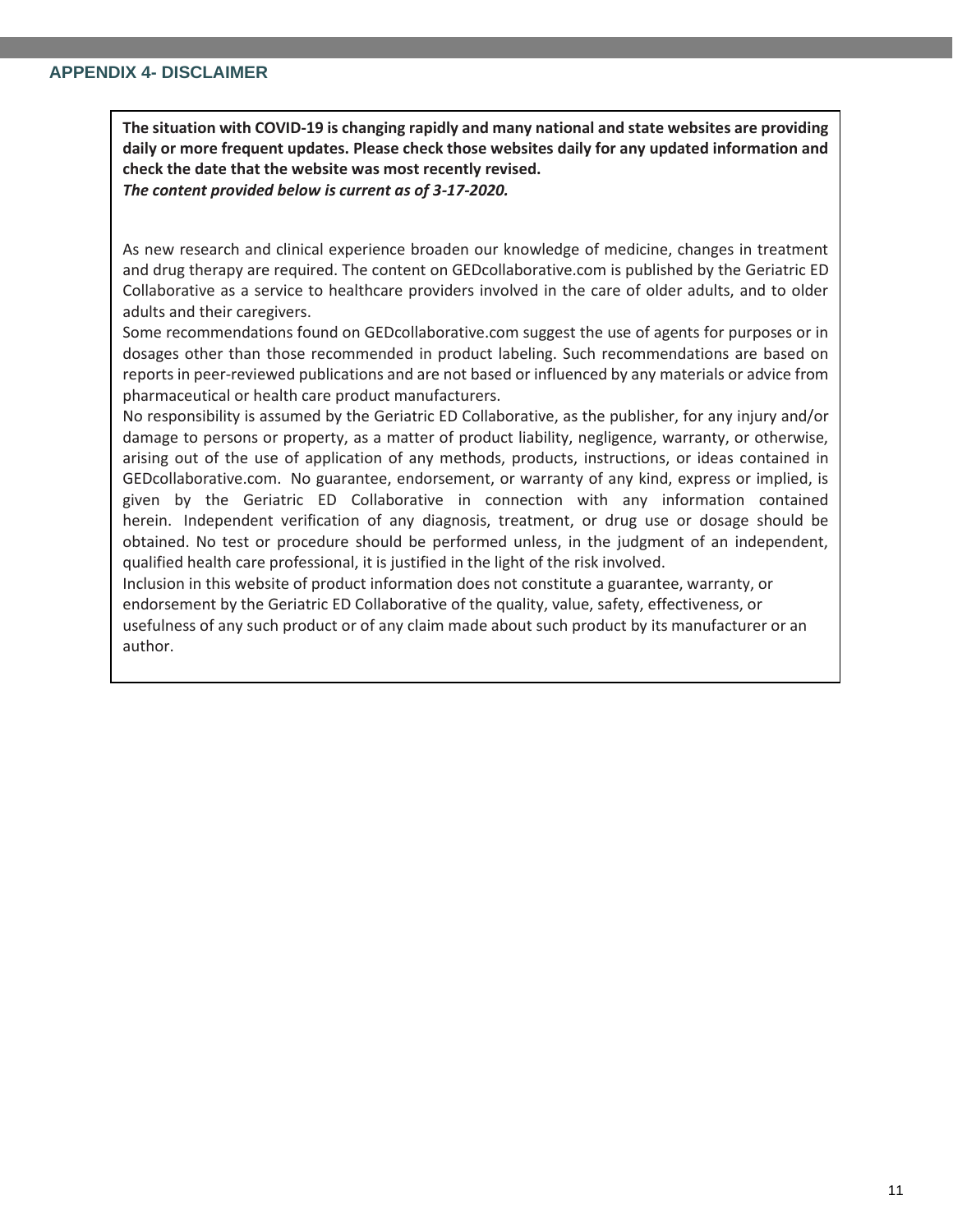## APPENDIX 4- DISCLAIMER

**The situation with COVID-19 is changing rapidly and many national and state websites are providing daily or more frequent updates. Please check those websites daily for any updated information and check the date that the website was most recently revised.**
***The content provided below is current as of 3-17-2020.***

As new research and clinical experience broaden our knowledge of medicine, changes in treatment and drug therapy are required. The content on GEDcollaborative.com is published by the Geriatric ED Collaborative as a service to healthcare providers involved in the care of older adults, and to older adults and their caregivers.

Some recommendations found on GEDcollaborative.com suggest the use of agents for purposes or in dosages other than those recommended in product labeling. Such recommendations are based on reports in peer-reviewed publications and are not based or influenced by any materials or advice from pharmaceutical or health care product manufacturers.

No responsibility is assumed by the Geriatric ED Collaborative, as the publisher, for any injury and/or damage to persons or property, as a matter of product liability, negligence, warranty, or otherwise, arising out of the use of application of any methods, products, instructions, or ideas contained in GEDcollaborative.com. No guarantee, endorsement, or warranty of any kind, express or implied, is given by the Geriatric ED Collaborative in connection with any information contained herein. Independent verification of any diagnosis, treatment, or drug use or dosage should be obtained. No test or procedure should be performed unless, in the judgment of an independent, qualified health care professional, it is justified in the light of the risk involved.

Inclusion in this website of product information does not constitute a guarantee, warranty, or endorsement by the Geriatric ED Collaborative of the quality, value, safety, effectiveness, or usefulness of any such product or of any claim made about such product by its manufacturer or an author.